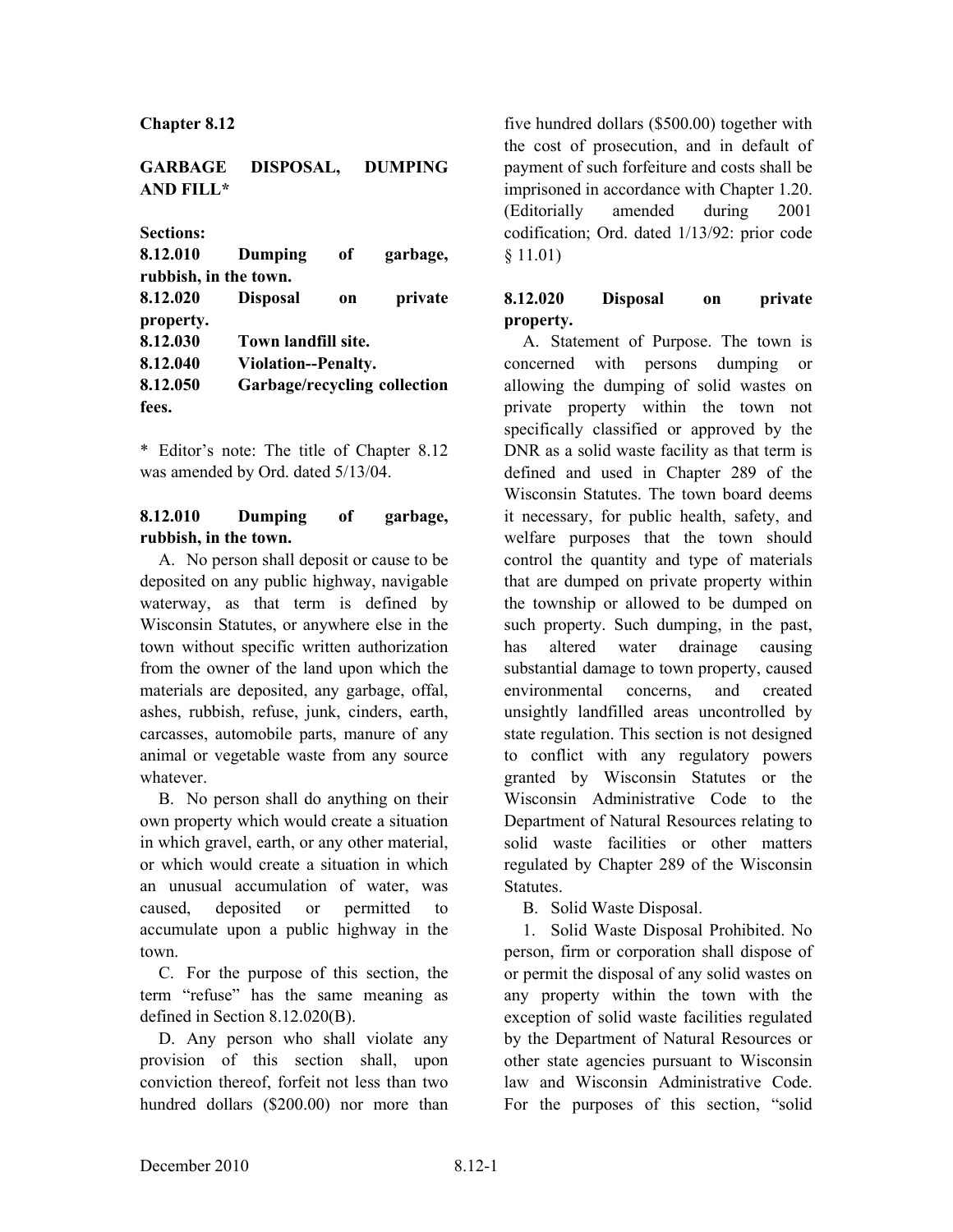# Chapter 8.12

## GARBAGE DISPOSAL, DUMPING AND FILL*

**Sections:**

**8.12.010 Dumping of garbage, rubbish, in the town.**
**8.12.020 Disposal on private property.**
**8.12.030 Town landfill site.**
**8.12.040 Violation--Penalty.**
**8.12.050 Garbage/recycling collection fees.**

* Editor's note: The title of Chapter 8.12 was amended by Ord. dated 5/13/04.

### 8.12.010 Dumping of garbage, rubbish, in the town.

A. No person shall deposit or cause to be deposited on any public highway, navigable waterway, as that term is defined by Wisconsin Statutes, or anywhere else in the town without specific written authorization from the owner of the land upon which the materials are deposited, any garbage, offal, ashes, rubbish, refuse, junk, cinders, earth, carcasses, automobile parts, manure of any animal or vegetable waste from any source whatever.

B. No person shall do anything on their own property which would create a situation in which gravel, earth, or any other material, or which would create a situation in which an unusual accumulation of water, was caused, deposited or permitted to accumulate upon a public highway in the town.

C. For the purpose of this section, the term "refuse" has the same meaning as defined in Section 8.12.020(B).

D. Any person who shall violate any provision of this section shall, upon conviction thereof, forfeit not less than two hundred dollars ($200.00) nor more than five hundred dollars ($500.00) together with the cost of prosecution, and in default of payment of such forfeiture and costs shall be imprisoned in accordance with Chapter 1.20. (Editorially amended during 2001 codification; Ord. dated 1/13/92: prior code § 11.01)

### 8.12.020 Disposal on private property.

A. Statement of Purpose. The town is concerned with persons dumping or allowing the dumping of solid wastes on private property within the town not specifically classified or approved by the DNR as a solid waste facility as that term is defined and used in Chapter 289 of the Wisconsin Statutes. The town board deems it necessary, for public health, safety, and welfare purposes that the town should control the quantity and type of materials that are dumped on private property within the township or allowed to be dumped on such property. Such dumping, in the past, has altered water drainage causing substantial damage to town property, caused environmental concerns, and created unsightly landfilled areas uncontrolled by state regulation. This section is not designed to conflict with any regulatory powers granted by Wisconsin Statutes or the Wisconsin Administrative Code to the Department of Natural Resources relating to solid waste facilities or other matters regulated by Chapter 289 of the Wisconsin Statutes.

B. Solid Waste Disposal.

1. Solid Waste Disposal Prohibited. No person, firm or corporation shall dispose of or permit the disposal of any solid wastes on any property within the town with the exception of solid waste facilities regulated by the Department of Natural Resources or other state agencies pursuant to Wisconsin law and Wisconsin Administrative Code. For the purposes of this section, "solid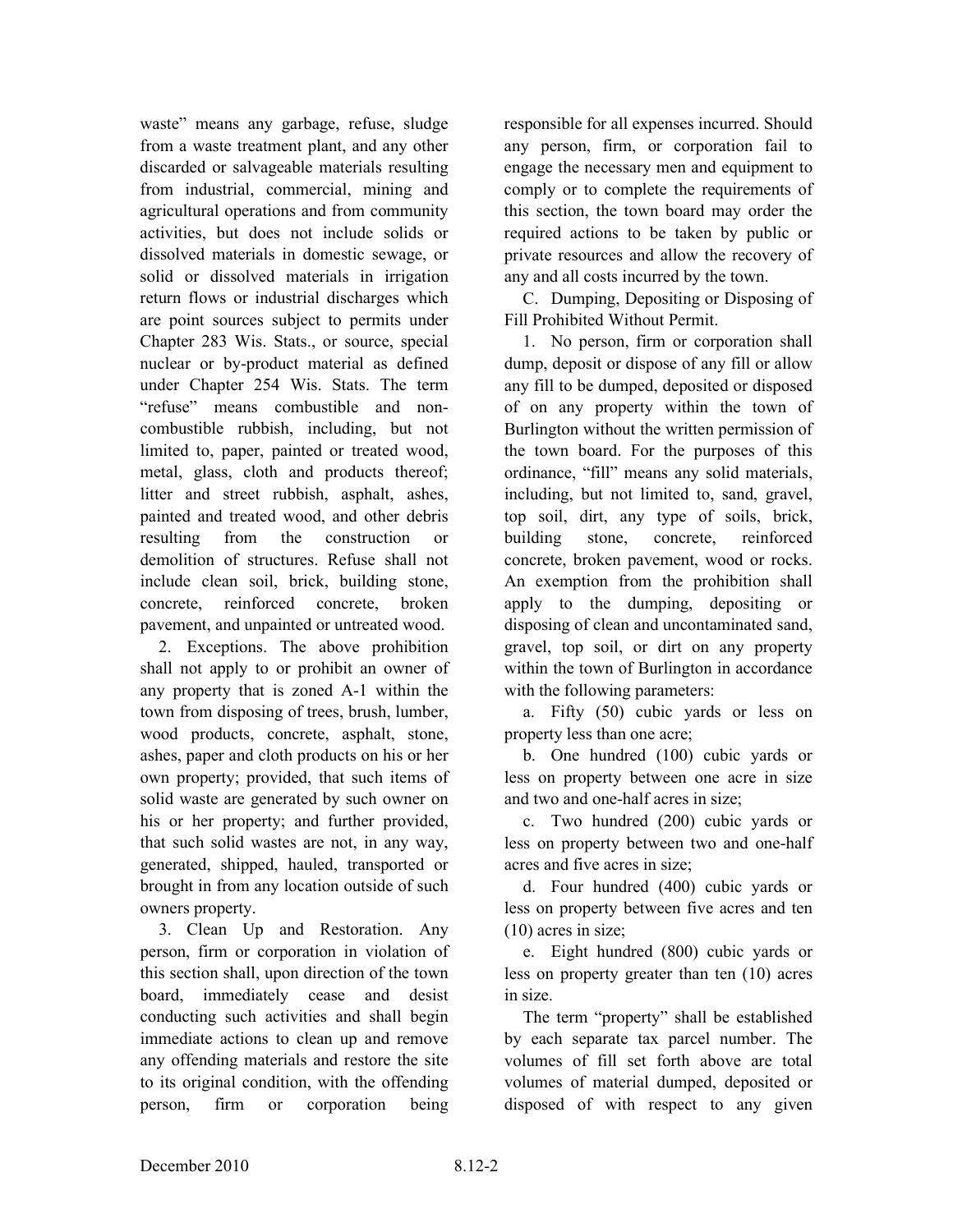waste" means any garbage, refuse, sludge from a waste treatment plant, and any other discarded or salvageable materials resulting from industrial, commercial, mining and agricultural operations and from community activities, but does not include solids or dissolved materials in domestic sewage, or solid or dissolved materials in irrigation return flows or industrial discharges which are point sources subject to permits under Chapter 283 Wis. Stats., or source, special nuclear or by-product material as defined under Chapter 254 Wis. Stats. The term "refuse" means combustible and non-combustible rubbish, including, but not limited to, paper, painted or treated wood, metal, glass, cloth and products thereof; litter and street rubbish, asphalt, ashes, painted and treated wood, and other debris resulting from the construction or demolition of structures. Refuse shall not include clean soil, brick, building stone, concrete, reinforced concrete, broken pavement, and unpainted or untreated wood.

2. Exceptions. The above prohibition shall not apply to or prohibit an owner of any property that is zoned A-1 within the town from disposing of trees, brush, lumber, wood products, concrete, asphalt, stone, ashes, paper and cloth products on his or her own property; provided, that such items of solid waste are generated by such owner on his or her property; and further provided, that such solid wastes are not, in any way, generated, shipped, hauled, transported or brought in from any location outside of such owners property.

3. Clean Up and Restoration. Any person, firm or corporation in violation of this section shall, upon direction of the town board, immediately cease and desist conducting such activities and shall begin immediate actions to clean up and remove any offending materials and restore the site to its original condition, with the offending person, firm or corporation being responsible for all expenses incurred. Should any person, firm, or corporation fail to engage the necessary men and equipment to comply or to complete the requirements of this section, the town board may order the required actions to be taken by public or private resources and allow the recovery of any and all costs incurred by the town.

C. Dumping, Depositing or Disposing of Fill Prohibited Without Permit.

1. No person, firm or corporation shall dump, deposit or dispose of any fill or allow any fill to be dumped, deposited or disposed of on any property within the town of Burlington without the written permission of the town board. For the purposes of this ordinance, "fill" means any solid materials, including, but not limited to, sand, gravel, top soil, dirt, any type of soils, brick, building stone, concrete, reinforced concrete, broken pavement, wood or rocks. An exemption from the prohibition shall apply to the dumping, depositing or disposing of clean and uncontaminated sand, gravel, top soil, or dirt on any property within the town of Burlington in accordance with the following parameters:

a. Fifty (50) cubic yards or less on property less than one acre;

b. One hundred (100) cubic yards or less on property between one acre in size and two and one-half acres in size;

c. Two hundred (200) cubic yards or less on property between two and one-half acres and five acres in size;

d. Four hundred (400) cubic yards or less on property between five acres and ten (10) acres in size;

e. Eight hundred (800) cubic yards or less on property greater than ten (10) acres in size.

The term "property" shall be established by each separate tax parcel number. The volumes of fill set forth above are total volumes of material dumped, deposited or disposed of with respect to any given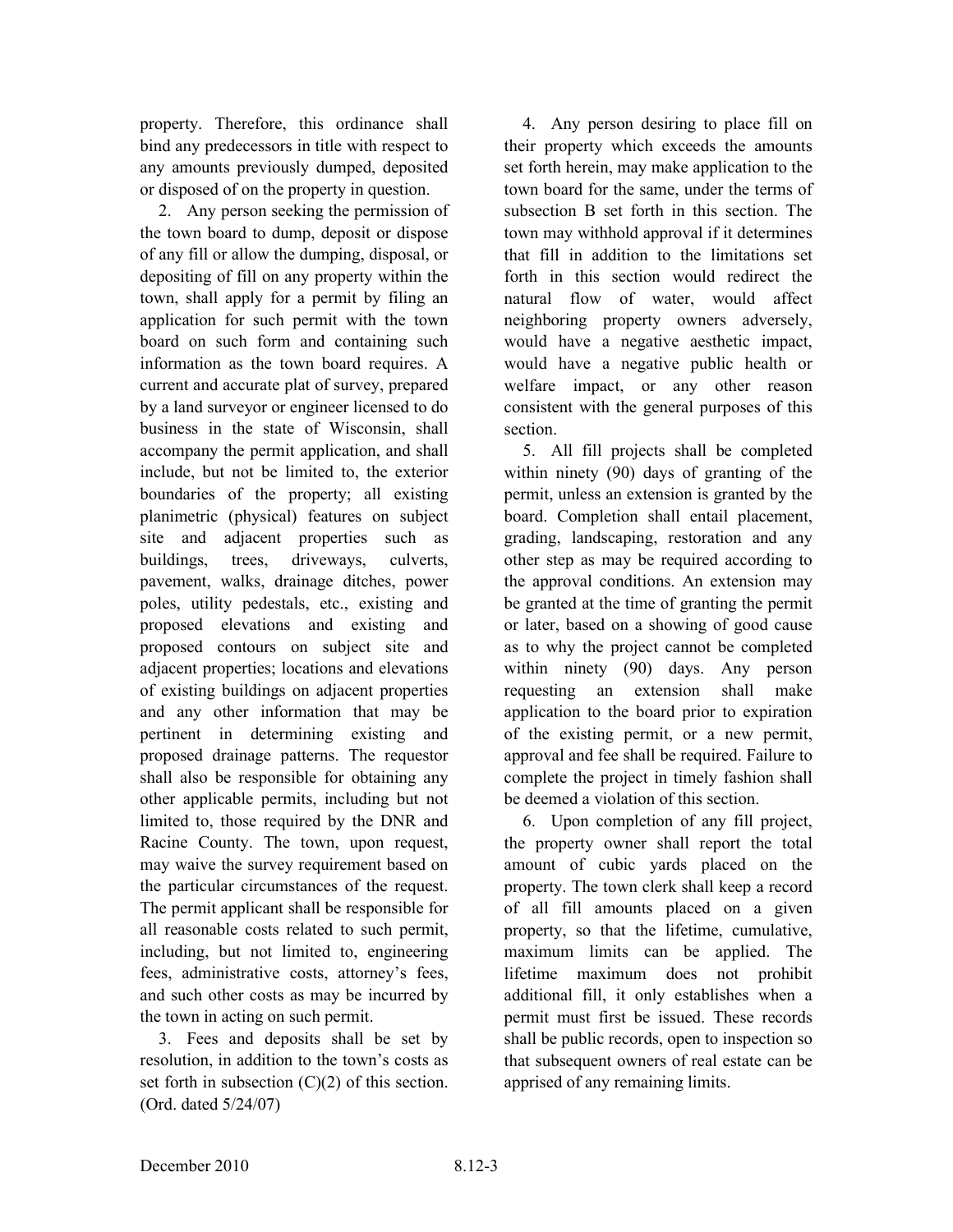property. Therefore, this ordinance shall bind any predecessors in title with respect to any amounts previously dumped, deposited or disposed of on the property in question.

2. Any person seeking the permission of the town board to dump, deposit or dispose of any fill or allow the dumping, disposal, or depositing of fill on any property within the town, shall apply for a permit by filing an application for such permit with the town board on such form and containing such information as the town board requires. A current and accurate plat of survey, prepared by a land surveyor or engineer licensed to do business in the state of Wisconsin, shall accompany the permit application, and shall include, but not be limited to, the exterior boundaries of the property; all existing planimetric (physical) features on subject site and adjacent properties such as buildings, trees, driveways, culverts, pavement, walks, drainage ditches, power poles, utility pedestals, etc., existing and proposed elevations and existing and proposed contours on subject site and adjacent properties; locations and elevations of existing buildings on adjacent properties and any other information that may be pertinent in determining existing and proposed drainage patterns. The requestor shall also be responsible for obtaining any other applicable permits, including but not limited to, those required by the DNR and Racine County. The town, upon request, may waive the survey requirement based on the particular circumstances of the request. The permit applicant shall be responsible for all reasonable costs related to such permit, including, but not limited to, engineering fees, administrative costs, attorney's fees, and such other costs as may be incurred by the town in acting on such permit.

3. Fees and deposits shall be set by resolution, in addition to the town's costs as set forth in subsection (C)(2) of this section. (Ord. dated 5/24/07)

4. Any person desiring to place fill on their property which exceeds the amounts set forth herein, may make application to the town board for the same, under the terms of subsection B set forth in this section. The town may withhold approval if it determines that fill in addition to the limitations set forth in this section would redirect the natural flow of water, would affect neighboring property owners adversely, would have a negative aesthetic impact, would have a negative public health or welfare impact, or any other reason consistent with the general purposes of this section.

5. All fill projects shall be completed within ninety (90) days of granting of the permit, unless an extension is granted by the board. Completion shall entail placement, grading, landscaping, restoration and any other step as may be required according to the approval conditions. An extension may be granted at the time of granting the permit or later, based on a showing of good cause as to why the project cannot be completed within ninety (90) days. Any person requesting an extension shall make application to the board prior to expiration of the existing permit, or a new permit, approval and fee shall be required. Failure to complete the project in timely fashion shall be deemed a violation of this section.

6. Upon completion of any fill project, the property owner shall report the total amount of cubic yards placed on the property. The town clerk shall keep a record of all fill amounts placed on a given property, so that the lifetime, cumulative, maximum limits can be applied. The lifetime maximum does not prohibit additional fill, it only establishes when a permit must first be issued. These records shall be public records, open to inspection so that subsequent owners of real estate can be apprised of any remaining limits.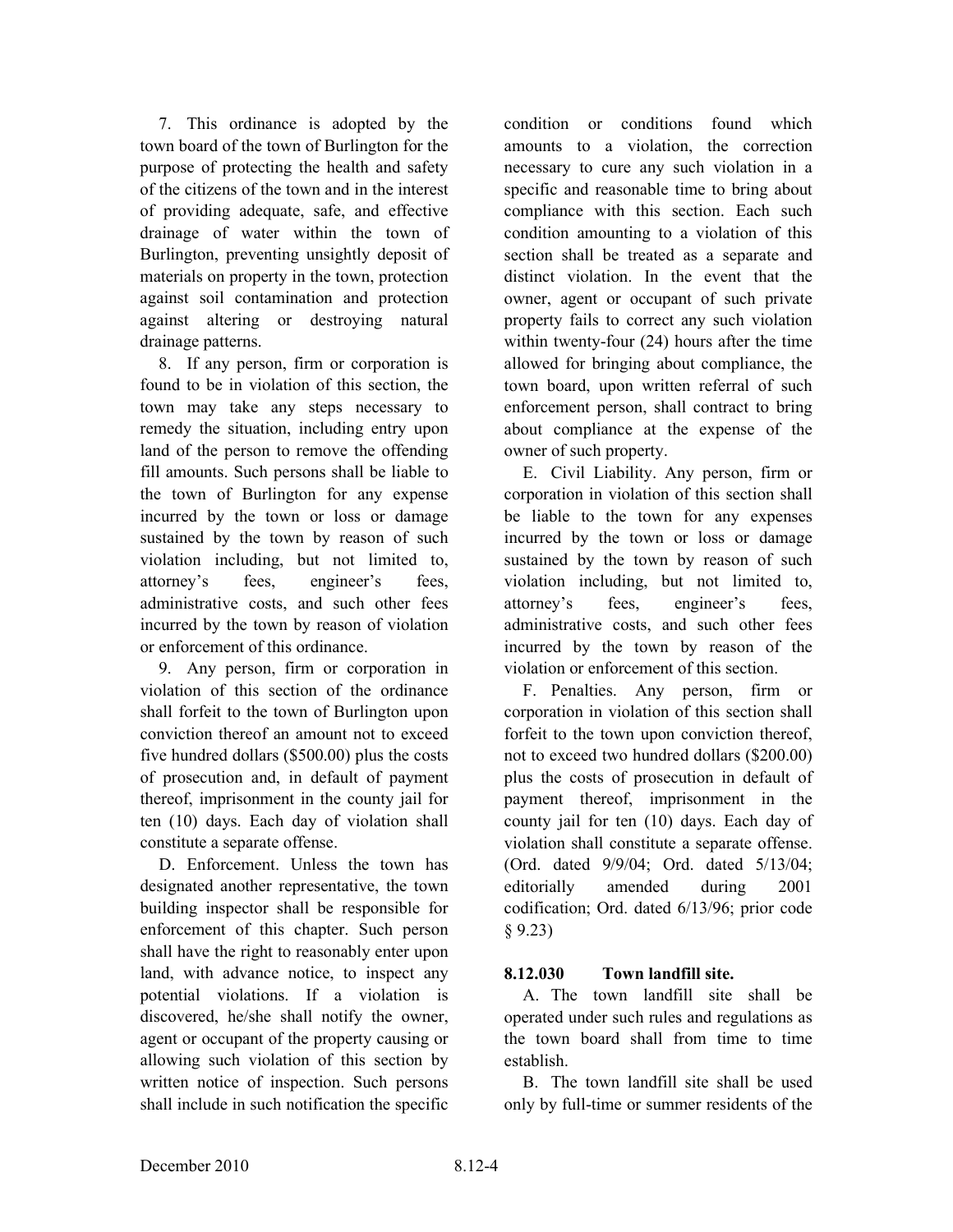7. This ordinance is adopted by the town board of the town of Burlington for the purpose of protecting the health and safety of the citizens of the town and in the interest of providing adequate, safe, and effective drainage of water within the town of Burlington, preventing unsightly deposit of materials on property in the town, protection against soil contamination and protection against altering or destroying natural drainage patterns.

8. If any person, firm or corporation is found to be in violation of this section, the town may take any steps necessary to remedy the situation, including entry upon land of the person to remove the offending fill amounts. Such persons shall be liable to the town of Burlington for any expense incurred by the town or loss or damage sustained by the town by reason of such violation including, but not limited to, attorney's fees, engineer's fees, administrative costs, and such other fees incurred by the town by reason of violation or enforcement of this ordinance.

9. Any person, firm or corporation in violation of this section of the ordinance shall forfeit to the town of Burlington upon conviction thereof an amount not to exceed five hundred dollars ($500.00) plus the costs of prosecution and, in default of payment thereof, imprisonment in the county jail for ten (10) days. Each day of violation shall constitute a separate offense.

D. Enforcement. Unless the town has designated another representative, the town building inspector shall be responsible for enforcement of this chapter. Such person shall have the right to reasonably enter upon land, with advance notice, to inspect any potential violations. If a violation is discovered, he/she shall notify the owner, agent or occupant of the property causing or allowing such violation of this section by written notice of inspection. Such persons shall include in such notification the specific condition or conditions found which amounts to a violation, the correction necessary to cure any such violation in a specific and reasonable time to bring about compliance with this section. Each such condition amounting to a violation of this section shall be treated as a separate and distinct violation. In the event that the owner, agent or occupant of such private property fails to correct any such violation within twenty-four (24) hours after the time allowed for bringing about compliance, the town board, upon written referral of such enforcement person, shall contract to bring about compliance at the expense of the owner of such property.

E. Civil Liability. Any person, firm or corporation in violation of this section shall be liable to the town for any expenses incurred by the town or loss or damage sustained by the town by reason of such violation including, but not limited to, attorney's fees, engineer's fees, administrative costs, and such other fees incurred by the town by reason of the violation or enforcement of this section.

F. Penalties. Any person, firm or corporation in violation of this section shall forfeit to the town upon conviction thereof, not to exceed two hundred dollars ($200.00) plus the costs of prosecution in default of payment thereof, imprisonment in the county jail for ten (10) days. Each day of violation shall constitute a separate offense. (Ord. dated 9/9/04; Ord. dated 5/13/04; editorially amended during 2001 codification; Ord. dated 6/13/96; prior code § 9.23)

### 8.12.030 Town landfill site.

A. The town landfill site shall be operated under such rules and regulations as the town board shall from time to time establish.

B. The town landfill site shall be used only by full-time or summer residents of the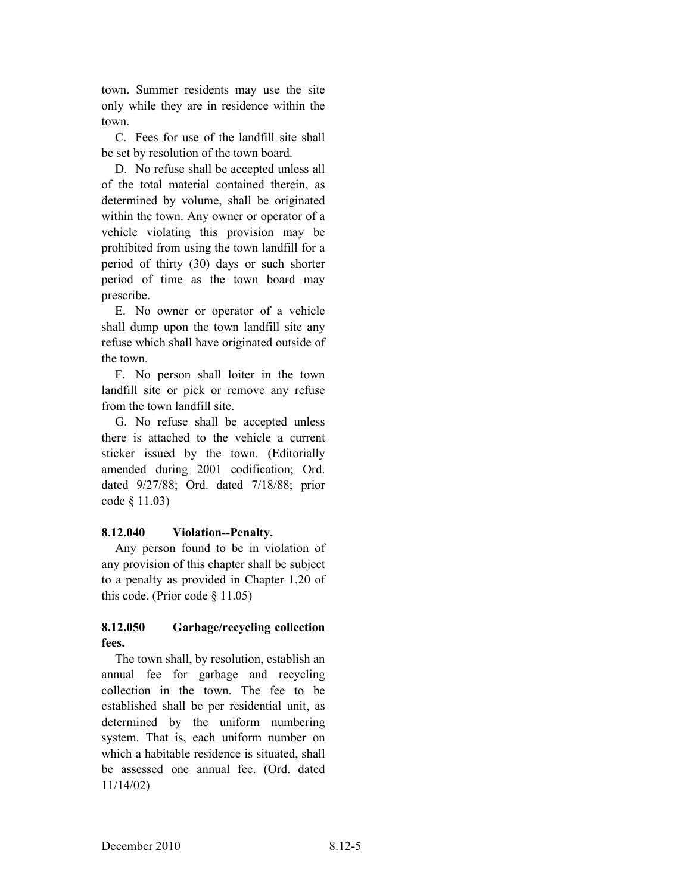town. Summer residents may use the site only while they are in residence within the town.

C. Fees for use of the landfill site shall be set by resolution of the town board.

D. No refuse shall be accepted unless all of the total material contained therein, as determined by volume, shall be originated within the town. Any owner or operator of a vehicle violating this provision may be prohibited from using the town landfill for a period of thirty (30) days or such shorter period of time as the town board may prescribe.

E. No owner or operator of a vehicle shall dump upon the town landfill site any refuse which shall have originated outside of the town.

F. No person shall loiter in the town landfill site or pick or remove any refuse from the town landfill site.

G. No refuse shall be accepted unless there is attached to the vehicle a current sticker issued by the town. (Editorially amended during 2001 codification; Ord. dated 9/27/88; Ord. dated 7/18/88; prior code § 11.03)

### 8.12.040 Violation--Penalty.

Any person found to be in violation of any provision of this chapter shall be subject to a penalty as provided in Chapter 1.20 of this code. (Prior code § 11.05)

### 8.12.050 Garbage/recycling collection fees.

The town shall, by resolution, establish an annual fee for garbage and recycling collection in the town. The fee to be established shall be per residential unit, as determined by the uniform numbering system. That is, each uniform number on which a habitable residence is situated, shall be assessed one annual fee. (Ord. dated 11/14/02)